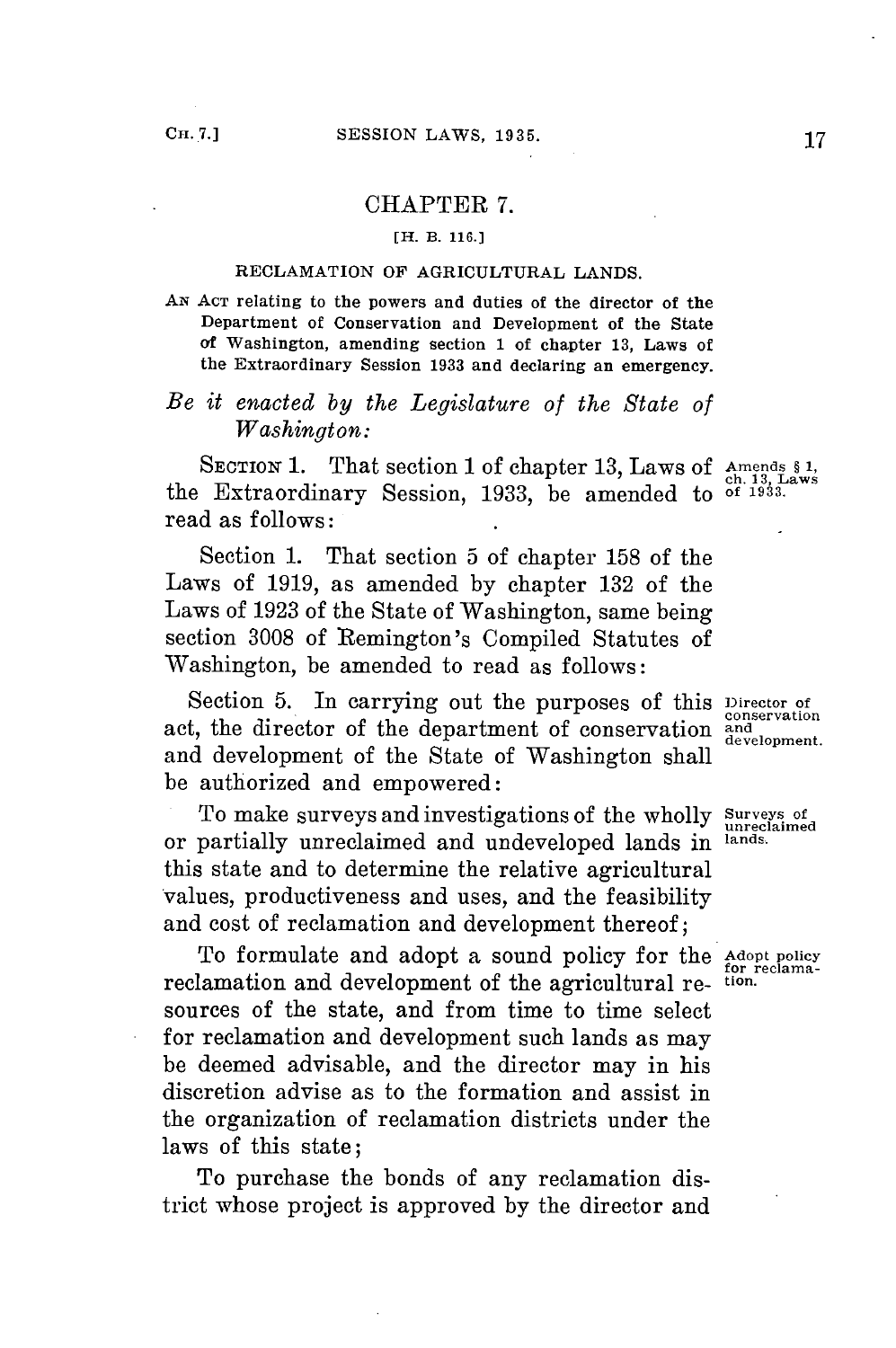## CHAPTER 7.

[H. B. 116.]

### RECLAMATION OF AGRICULTURAL LANDS.

AN ACT relating to the powers and duties of the director of the Department of Conservation and Development of the State of Washington, amending section 1 of chapter 13, Laws of the Extraordinary Session 1933 and declaring an emergency.

*Be it enacted by the Legislature of the State of Washington:*

SECTION 1. That section 1 of chapter 13, Laws of the Extraordinary Session, 1933, be amended to read as follows:

Amends § 1, ch. 13, Laws of 1933.

Section 1. That section 5 of chapter 158 of the Laws of 1919, as amended by chapter 132 of the Laws of 1923 of the State of Washington, same being section 3008 of Remington's Compiled Statutes of Washington, be amended to read as follows:

Section 5. In carrying out the purposes of this act, the director of the department of conservation and development of the State of Washington shall be authorized and empowered:

Director of conservation and development.

To make surveys and investigations of the wholly or partially unreclaimed and undeveloped lands in this state and to determine the relative agricultural values, productiveness and uses, and the feasibility and cost of reclamation and development thereof;

Surveys of unreclaimed lands.

To formulate and adopt a sound policy for the reclamation and development of the agricultural resources of the state, and from time to time select for reclamation and development such lands as may be deemed advisable, and the director may in his discretion advise as to the formation and assist in the organization of reclamation districts under the laws of this state;

Adopt policy for reclamation.

To purchase the bonds of any reclamation district whose project is approved by the director and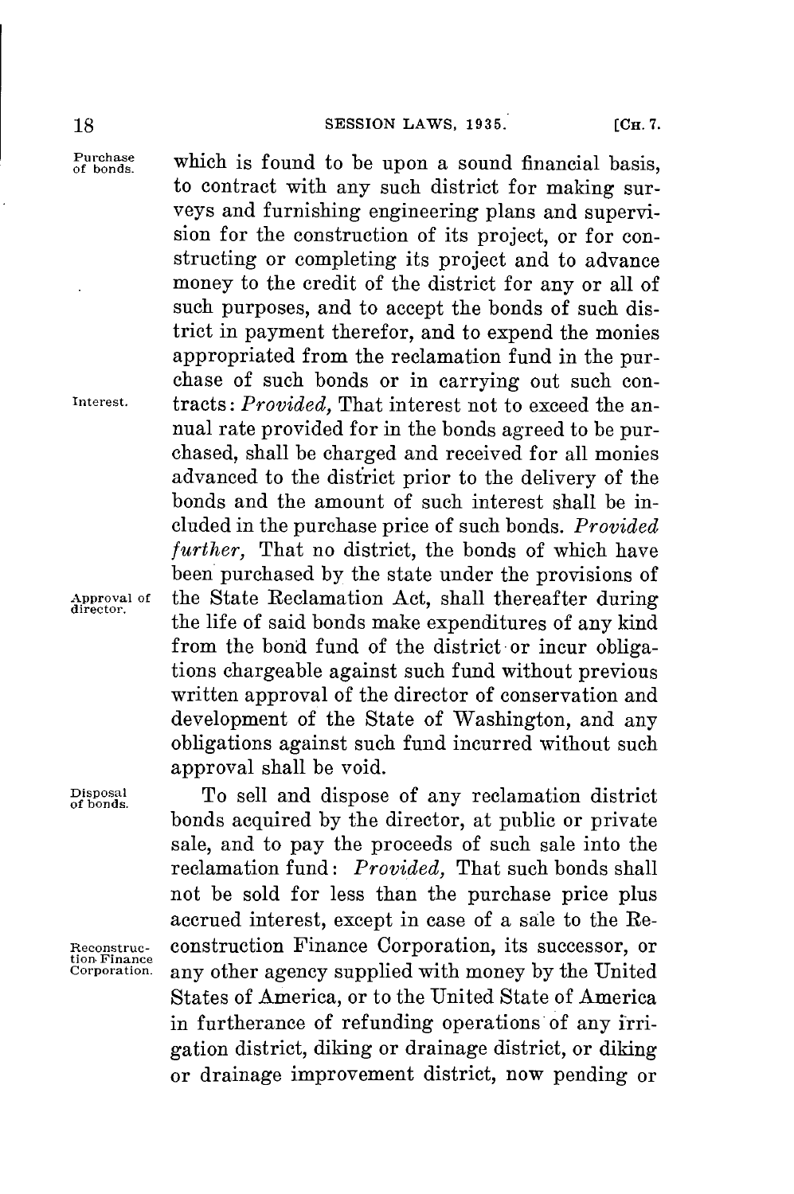which is found to be upon a sound financial basis, to contract with any such district for making surveys and furnishing engineering plans and supervision for the construction of its project, or for constructing or completing its project and to advance money to the credit of the district for any or all of such purposes, and to accept the bonds of such district in payment therefor, and to expend the monies appropriated from the reclamation fund in the purchase of such bonds or in carrying out such contracts: *Provided,* That interest not to exceed the annual rate provided for in the bonds agreed to be purchased, shall be charged and received for all monies advanced to the district prior to the delivery of the bonds and the amount of such interest shall be included in the purchase price of such bonds. *Provided further,* That no district, the bonds of which have been purchased by the state under the provisions of the State Reclamation Act, shall thereafter during the life of said bonds make expenditures of any kind from the bond fund of the district or incur obligations chargeable against such fund without previous written approval of the director of conservation and development of the State of Washington, and any obligations against such fund incurred without such approval shall be void.

To sell and dispose of any reclamation district bonds acquired by the director, at public or private sale, and to pay the proceeds of such sale into the reclamation fund: *Provided,* That such bonds shall not be sold for less than the purchase price plus accrued interest, except in case of a sale to the Reconstruction Finance Corporation, its successor, or any other agency supplied with money by the United States of America, or to the United State of America in furtherance of refunding operations of any irrigation district, diking or drainage district, or diking or drainage improvement district, now pending or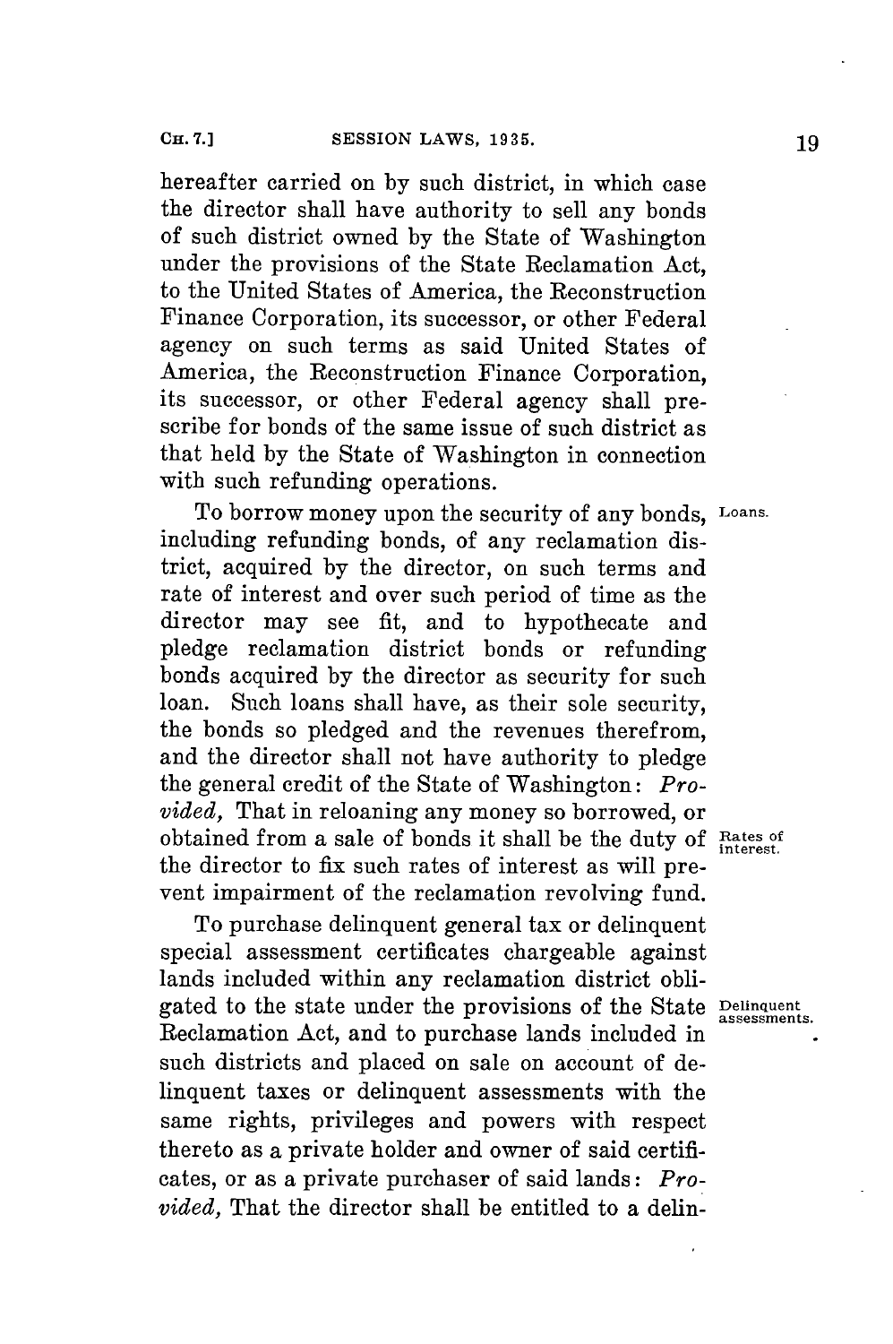hereafter carried on by such district, in which case the director shall have authority to sell any bonds of such district owned by the State of Washington under the provisions of the State Reclamation Act, to the United States of America, the Reconstruction Finance Corporation, its successor, or other Federal agency on such terms as said United States of America, the Reconstruction Finance Corporation, its successor, or other Federal agency shall prescribe for bonds of the same issue of such district as that held by the State of Washington in connection with such refunding operations.

Loans.

To borrow money upon the security of any bonds, including refunding bonds, of any reclamation district, acquired by the director, on such terms and rate of interest and over such period of time as the director may see fit, and to hypothecate and pledge reclamation district bonds or refunding bonds acquired by the director as security for such loan. Such loans shall have, as their sole security, the bonds so pledged and the revenues therefrom, and the director shall not have authority to pledge the general credit of the State of Washington: *Provided,* That in reloaning any money so borrowed, or obtained from a sale of bonds it shall be the duty of the director to fix such rates of interest as will prevent impairment of the reclamation revolving fund.

Rates of interest.

Delinquent assessments.

To purchase delinquent general tax or delinquent special assessment certificates chargeable against lands included within any reclamation district obligated to the state under the provisions of the State Reclamation Act, and to purchase lands included in such districts and placed on sale on account of delinquent taxes or delinquent assessments with the same rights, privileges and powers with respect thereto as a private holder and owner of said certificates, or as a private purchaser of said lands: *Provided,* That the director shall be entitled to a delin-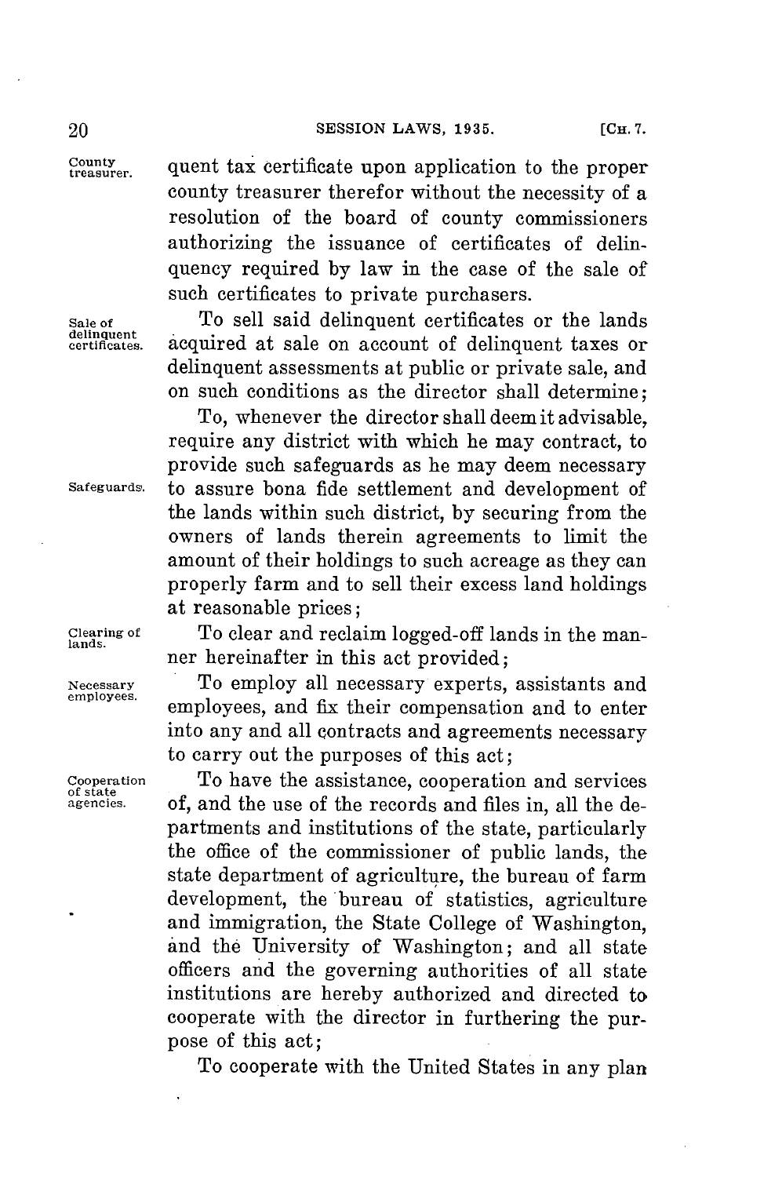County treasurer. quent tax certificate upon application to the proper county treasurer therefor without the necessity of a resolution of the board of county commissioners authorizing the issuance of certificates of delinquency required by law in the case of the sale of such certificates to private purchasers.

Sale of delinquent certificates. To sell said delinquent certificates or the lands acquired at sale on account of delinquent taxes or delinquent assessments at public or private sale, and on such conditions as the director shall determine;

Safeguards. To, whenever the director shall deem it advisable, require any district with which he may contract, to provide such safeguards as he may deem necessary to assure bona fide settlement and development of the lands within such district, by securing from the owners of lands therein agreements to limit the amount of their holdings to such acreage as they can properly farm and to sell their excess land holdings at reasonable prices;

Clearing of lands. To clear and reclaim logged-off lands in the manner hereinafter in this act provided;

Necessary employees. To employ all necessary experts, assistants and employees, and fix their compensation and to enter into any and all contracts and agreements necessary to carry out the purposes of this act;

Cooperation of state agencies. To have the assistance, cooperation and services of, and the use of the records and files in, all the departments and institutions of the state, particularly the office of the commissioner of public lands, the state department of agriculture, the bureau of farm development, the bureau of statistics, agriculture and immigration, the State College of Washington, and the University of Washington; and all state officers and the governing authorities of all state institutions are hereby authorized and directed to cooperate with the director in furthering the purpose of this act;

To cooperate with the United States in any plan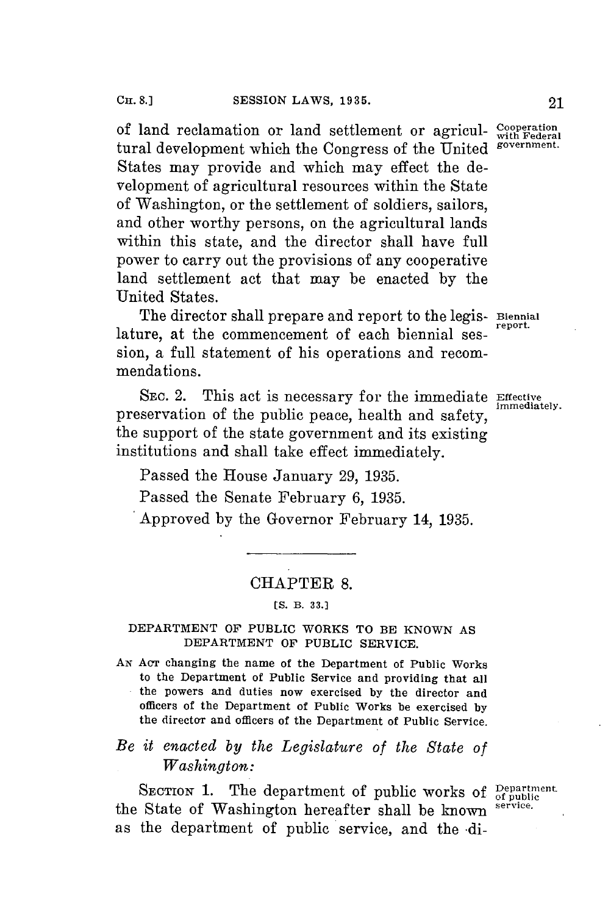of land reclamation or land settlement or agricultural development which the Congress of the United States may provide and which may effect the development of agricultural resources within the State of Washington, or the settlement of soldiers, sailors, and other worthy persons, on the agricultural lands within this state, and the director shall have full power to carry out the provisions of any cooperative land settlement act that may be enacted by the United States.

Cooperation with Federal government.

The director shall prepare and report to the legislature, at the commencement of each biennial session, a full statement of his operations and recommendations.

Biennial report.

SEC. 2. This act is necessary for the immediate preservation of the public peace, health and safety, the support of the state government and its existing institutions and shall take effect immediately.

Effective immediately.

Passed the House January 29, 1935.

Passed the Senate February 6, 1935.

Approved by the Governor February 14, 1935.

---

## CHAPTER 8.

[S. B. 33.]

### DEPARTMENT OF PUBLIC WORKS TO BE KNOWN AS DEPARTMENT OF PUBLIC SERVICE.

AN ACT changing the name of the Department of Public Works to the Department of Public Service and providing that all the powers and duties now exercised by the director and officers of the Department of Public Works be exercised by the director and officers of the Department of Public Service.

*Be it enacted by the Legislature of the State of Washington:*

SECTION 1. The department of public works of the State of Washington hereafter shall be known as the department of public service, and the di-

Department of public service.